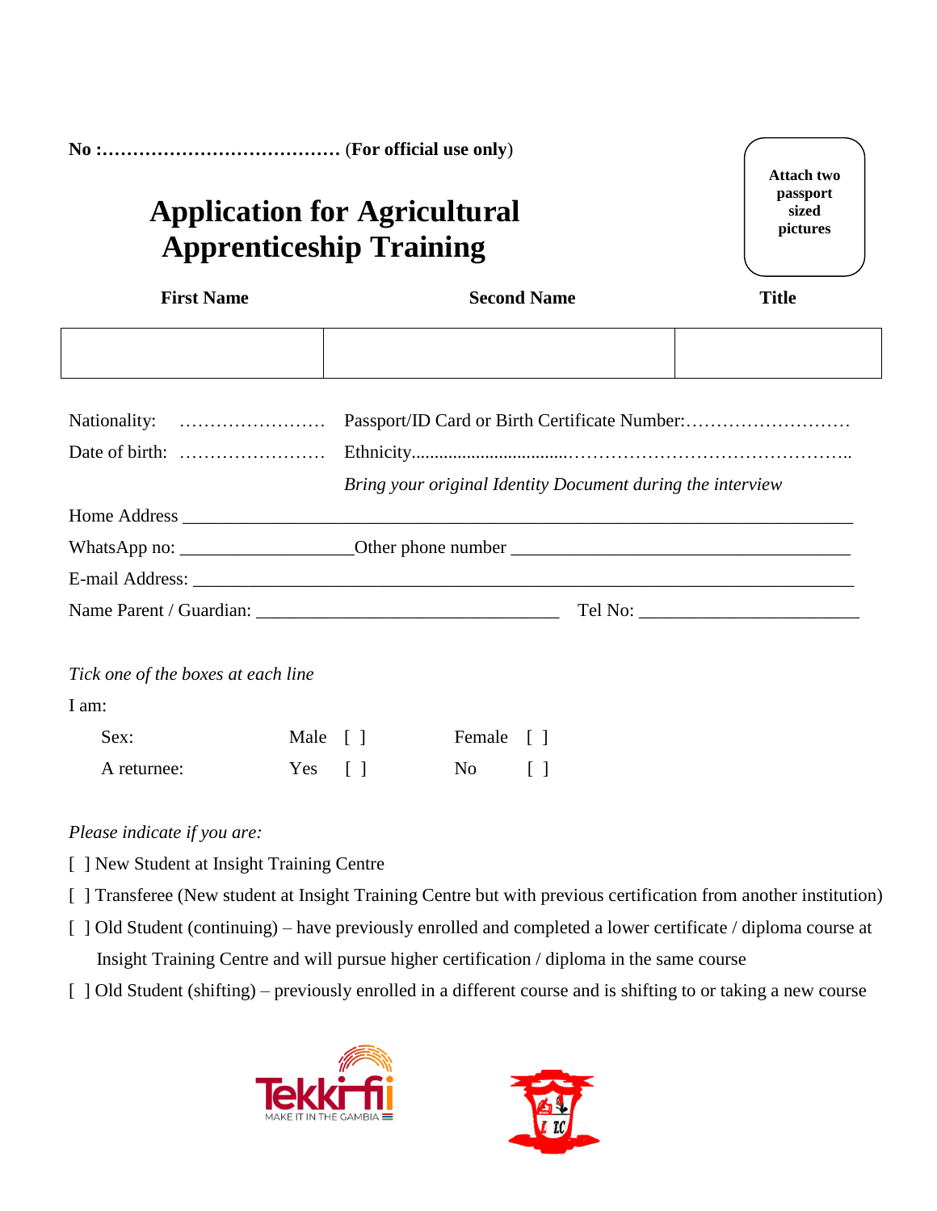**No :………………………………… (For official use only)**

**Attach two passport sized pictures**

# Application for Agricultural Apprenticeship Training

| First Name | Second Name | Title |
| --- | --- | --- |
| | | |

Nationality: …………………… Passport/ID Card or Birth Certificate Number:………………………

Date of birth: …………………… Ethnicity……………………………………………………………………..

*Bring your original Identity Document during the interview*

Home Address ___________________________________________________________________________

WhatsApp no: __________________Other phone number ___________________________________

E-mail Address: _________________________________________________________________________

Name Parent / Guardian: _________________________________ Tel No: ______________________

*Tick one of the boxes at each line*

I am:

| | | | | |
| --- | --- | --- | --- | --- |
| Sex: | Male | [ ] | Female | [ ] |
| A returnee: | Yes | [ ] | No | [ ] |

*Please indicate if you are:*

[ ] New Student at Insight Training Centre

[ ] Transferee (New student at Insight Training Centre but with previous certification from another institution)

[ ] Old Student (continuing) – have previously enrolled and completed a lower certificate / diploma course at Insight Training Centre and will pursue higher certification / diploma in the same course

[ ] Old Student (shifting) – previously enrolled in a different course and is shifting to or taking a new course

Tekki-fii MAKE IT IN THE GAMBIA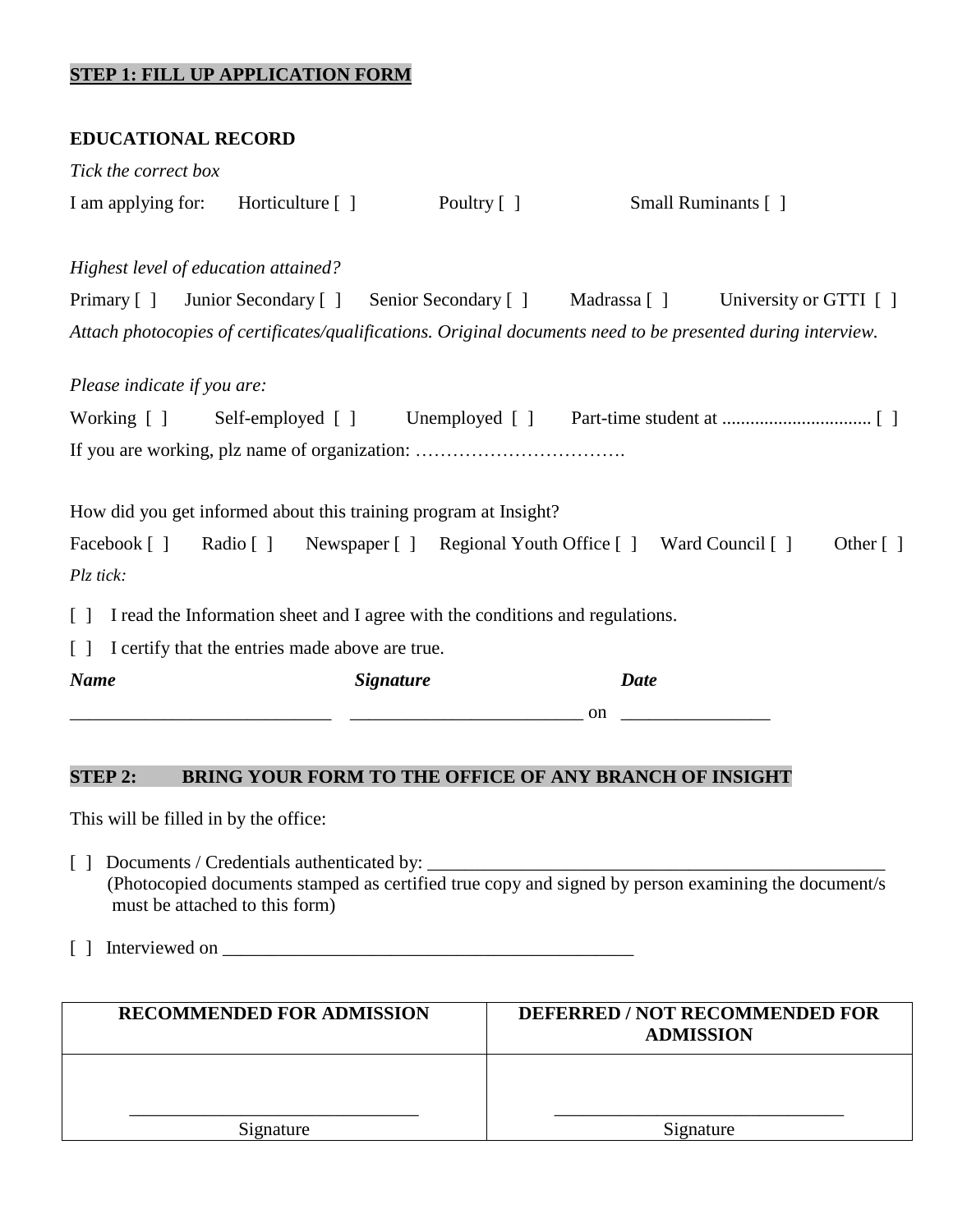**STEP 1: FILL UP APPLICATION FORM**

**EDUCATIONAL RECORD**

*Tick the correct box*

I am applying for: Horticulture [ ] Poultry [ ] Small Ruminants [ ]

*Highest level of education attained?*

Primary [ ] Junior Secondary [ ] Senior Secondary [ ] Madrassa [ ] University or GTTI [ ]

*Attach photocopies of certificates/qualifications. Original documents need to be presented during interview.*

*Please indicate if you are:*

Working [ ] Self-employed [ ] Unemployed [ ] Part-time student at ................................ [ ]

If you are working, plz name of organization: …………………………….

How did you get informed about this training program at Insight?

Facebook [ ] Radio [ ] Newspaper [ ] Regional Youth Office [ ] Ward Council [ ] Other [ ]

*Plz tick:*

[ ] I read the Information sheet and I agree with the conditions and regulations.

[ ] I certify that the entries made above are true.

***Name*** ***Signature*** ***Date***

____________________________ _________________________ on ________________

**STEP 2: BRING YOUR FORM TO THE OFFICE OF ANY BRANCH OF INSIGHT**

This will be filled in by the office:

[ ] Documents / Credentials authenticated by: ___________________________________________________
(Photocopied documents stamped as certified true copy and signed by person examining the document/s must be attached to this form)

[ ] Interviewed on ____________________________________________

| RECOMMENDED FOR ADMISSION | DEFERRED / NOT RECOMMENDED FOR ADMISSION |
|---|---|
| _______________________________ Signature | _______________________________ Signature |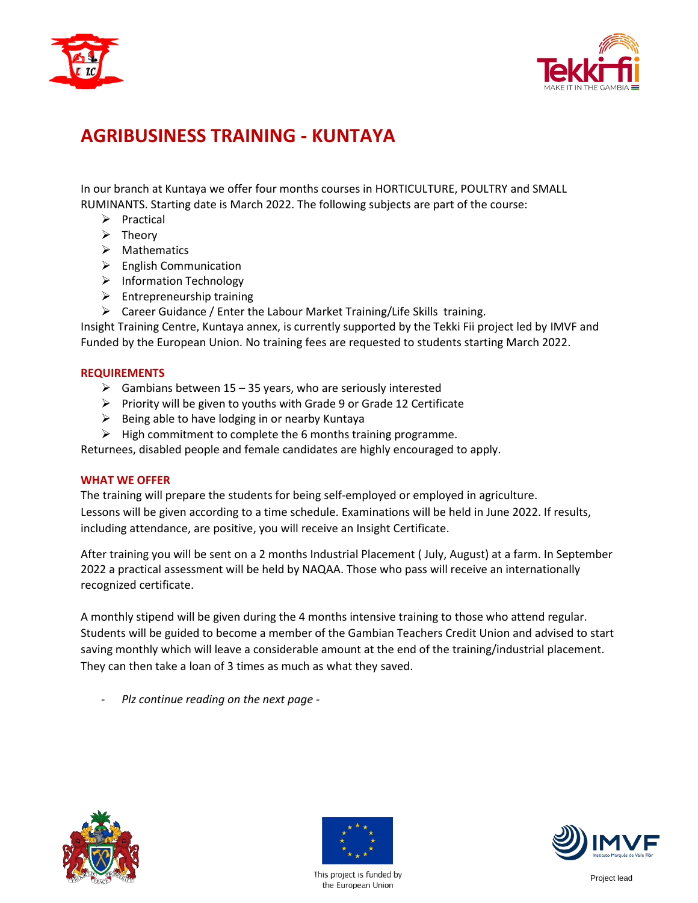# AGRIBUSINESS TRAINING - KUNTAYA

In our branch at Kuntaya we offer four months courses in HORTICULTURE, POULTRY and SMALL RUMINANTS. Starting date is March 2022. The following subjects are part of the course:

- Practical
- Theory
- Mathematics
- English Communication
- Information Technology
- Entrepreneurship training
- Career Guidance / Enter the Labour Market Training/Life Skills training.

Insight Training Centre, Kuntaya annex, is currently supported by the Tekki Fii project led by IMVF and Funded by the European Union. No training fees are requested to students starting March 2022.

### REQUIREMENTS

- Gambians between 15 – 35 years, who are seriously interested
- Priority will be given to youths with Grade 9 or Grade 12 Certificate
- Being able to have lodging in or nearby Kuntaya
- High commitment to complete the 6 months training programme.

Returnees, disabled people and female candidates are highly encouraged to apply.

### WHAT WE OFFER

The training will prepare the students for being self-employed or employed in agriculture.
Lessons will be given according to a time schedule. Examinations will be held in June 2022. If results, including attendance, are positive, you will receive an Insight Certificate.

After training you will be sent on a 2 months Industrial Placement ( July, August) at a farm. In September 2022 a practical assessment will be held by NAQAA. Those who pass will receive an internationally recognized certificate.

A monthly stipend will be given during the 4 months intensive training to those who attend regular. Students will be guided to become a member of the Gambian Teachers Credit Union and advised to start saving monthly which will leave a considerable amount at the end of the training/industrial placement. They can then take a loan of 3 times as much as what they saved.

- *Plz continue reading on the next page -*

This project is funded by the European Union

Project lead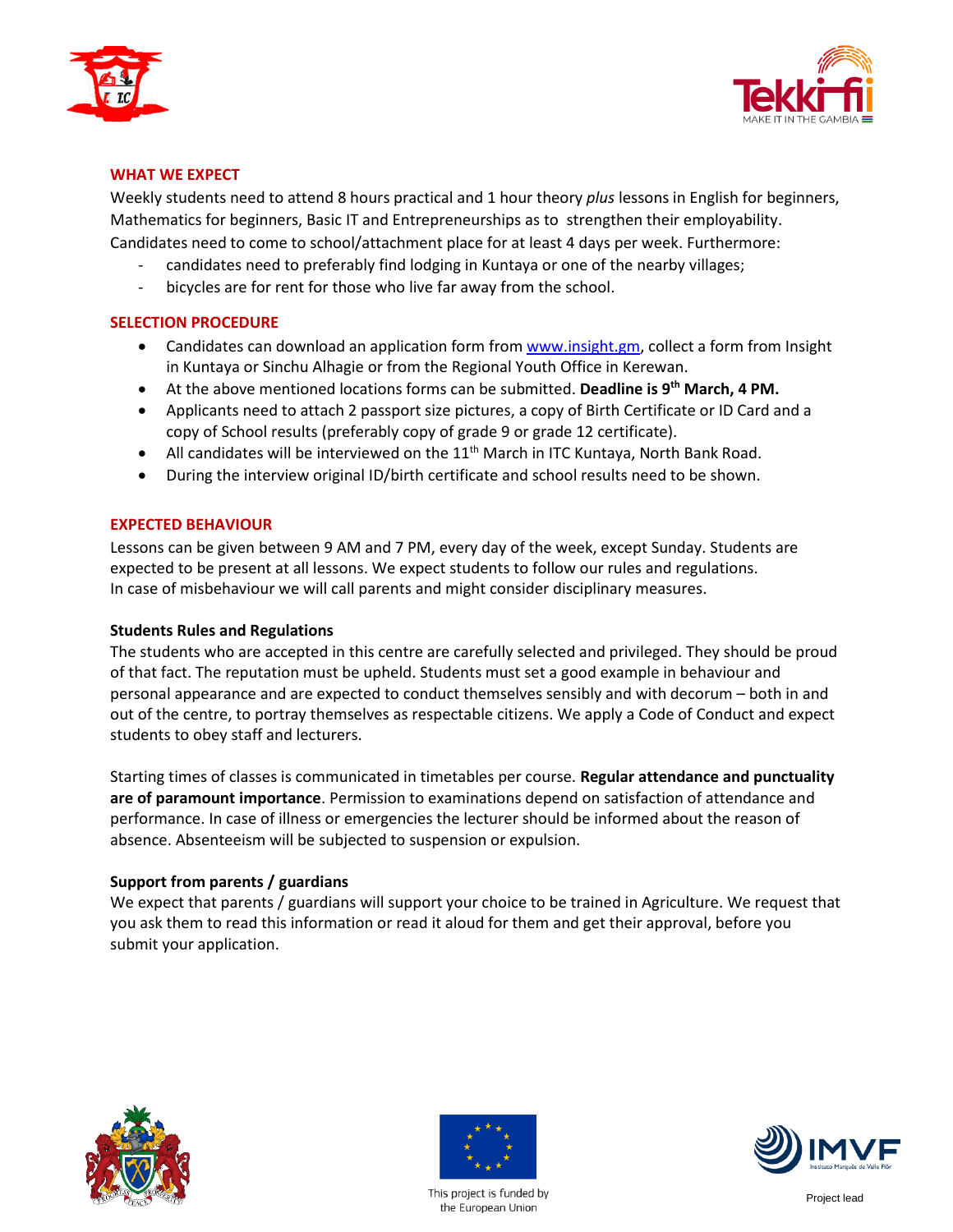## WHAT WE EXPECT

Weekly students need to attend 8 hours practical and 1 hour theory *plus* lessons in English for beginners, Mathematics for beginners, Basic IT and Entrepreneurships as to strengthen their employability. Candidates need to come to school/attachment place for at least 4 days per week. Furthermore:

- candidates need to preferably find lodging in Kuntaya or one of the nearby villages;
- bicycles are for rent for those who live far away from the school.

## SELECTION PROCEDURE

- Candidates can download an application form from www.insight.gm, collect a form from Insight in Kuntaya or Sinchu Alhagie or from the Regional Youth Office in Kerewan.
- At the above mentioned locations forms can be submitted. **Deadline is 9th March, 4 PM.**
- Applicants need to attach 2 passport size pictures, a copy of Birth Certificate or ID Card and a copy of School results (preferably copy of grade 9 or grade 12 certificate).
- All candidates will be interviewed on the 11th March in ITC Kuntaya, North Bank Road.
- During the interview original ID/birth certificate and school results need to be shown.

## EXPECTED BEHAVIOUR

Lessons can be given between 9 AM and 7 PM, every day of the week, except Sunday. Students are expected to be present at all lessons. We expect students to follow our rules and regulations. In case of misbehaviour we will call parents and might consider disciplinary measures.

### Students Rules and Regulations

The students who are accepted in this centre are carefully selected and privileged. They should be proud of that fact. The reputation must be upheld. Students must set a good example in behaviour and personal appearance and are expected to conduct themselves sensibly and with decorum – both in and out of the centre, to portray themselves as respectable citizens. We apply a Code of Conduct and expect students to obey staff and lecturers.

Starting times of classes is communicated in timetables per course. **Regular attendance and punctuality are of paramount importance**. Permission to examinations depend on satisfaction of attendance and performance. In case of illness or emergencies the lecturer should be informed about the reason of absence. Absenteeism will be subjected to suspension or expulsion.

### Support from parents / guardians

We expect that parents / guardians will support your choice to be trained in Agriculture. We request that you ask them to read this information or read it aloud for them and get their approval, before you submit your application.

This project is funded by the European Union

Project lead